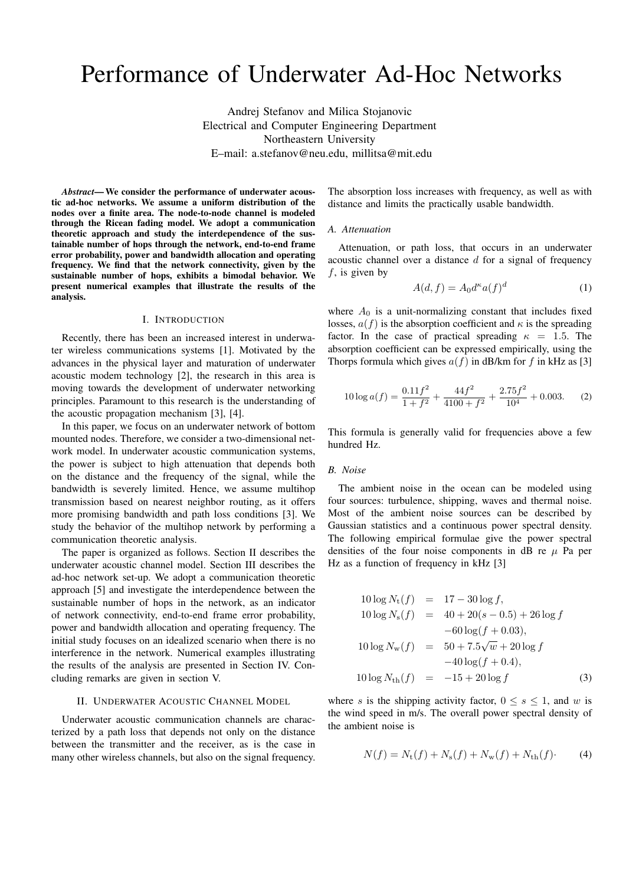# Performance of Underwater Ad-Hoc Networks

Andrej Stefanov and Milica Stojanovic
Electrical and Computer Engineering Department
Northeastern University
E–mail: a.stefanov@neu.edu, millitsa@mit.edu

***Abstract*— We consider the performance of underwater acoustic ad-hoc networks. We assume a uniform distribution of the nodes over a finite area. The node-to-node channel is modeled through the Ricean fading model. We adopt a communication theoretic approach and study the interdependence of the sustainable number of hops through the network, end-to-end frame error probability, power and bandwidth allocation and operating frequency. We find that the network connectivity, given by the sustainable number of hops, exhibits a bimodal behavior. We present numerical examples that illustrate the results of the analysis.**

## I. Introduction

Recently, there has been an increased interest in underwater wireless communications systems [1]. Motivated by the advances in the physical layer and maturation of underwater acoustic modem technology [2], the research in this area is moving towards the development of underwater networking principles. Paramount to this research is the understanding of the acoustic propagation mechanism [3], [4].

In this paper, we focus on an underwater network of bottom mounted nodes. Therefore, we consider a two-dimensional network model. In underwater acoustic communication systems, the power is subject to high attenuation that depends both on the distance and the frequency of the signal, while the bandwidth is severely limited. Hence, we assume multihop transmission based on nearest neighbor routing, as it offers more promising bandwidth and path loss conditions [3]. We study the behavior of the multihop network by performing a communication theoretic analysis.

The paper is organized as follows. Section II describes the underwater acoustic channel model. Section III describes the ad-hoc network set-up. We adopt a communication theoretic approach [5] and investigate the interdependence between the sustainable number of hops in the network, as an indicator of network connectivity, end-to-end frame error probability, power and bandwidth allocation and operating frequency. The initial study focuses on an idealized scenario when there is no interference in the network. Numerical examples illustrating the results of the analysis are presented in Section IV. Concluding remarks are given in section V.

## II. Underwater Acoustic Channel Model

Underwater acoustic communication channels are characterized by a path loss that depends not only on the distance between the transmitter and the receiver, as is the case in many other wireless channels, but also on the signal frequency. The absorption loss increases with frequency, as well as with distance and limits the practically usable bandwidth.

### *A. Attenuation*

Attenuation, or path loss, that occurs in an underwater acoustic channel over a distance $d$ for a signal of frequency $f$, is given by

$$A(d,f) = A_0 d^{\kappa} a(f)^d \tag{1}$$

where $A_0$ is a unit-normalizing constant that includes fixed losses, $a(f)$ is the absorption coefficient and $\kappa$ is the spreading factor. In the case of practical spreading $\kappa = 1.5$. The absorption coefficient can be expressed empirically, using the Thorps formula which gives $a(f)$ in dB/km for $f$ in kHz as [3]

$$10\log a(f) = \frac{0.11f^2}{1+f^2} + \frac{44f^2}{4100+f^2} + \frac{2.75f^2}{10^4} + 0.003. \tag{2}$$

This formula is generally valid for frequencies above a few hundred Hz.

### *B. Noise*

The ambient noise in the ocean can be modeled using four sources: turbulence, shipping, waves and thermal noise. Most of the ambient noise sources can be described by Gaussian statistics and a continuous power spectral density. The following empirical formulae give the power spectral densities of the four noise components in dB re $\mu$ Pa per Hz as a function of frequency in kHz [3]

$$\begin{aligned}
10\log N_{\mathrm{t}}(f) &= 17 - 30\log f,\\
10\log N_{\mathrm{s}}(f) &= 40 + 20(s-0.5) + 26\log f\\
&\quad -60\log(f+0.03),\\
10\log N_{\mathrm{w}}(f) &= 50 + 7.5\sqrt{w} + 20\log f\\
&\quad -40\log(f+0.4),\\
10\log N_{\mathrm{th}}(f) &= -15 + 20\log f
\end{aligned} \tag{3}$$

where $s$ is the shipping activity factor, $0 \le s \le 1$, and $w$ is the wind speed in m/s. The overall power spectral density of the ambient noise is

$$N(f) = N_{\mathrm{t}}(f) + N_{\mathrm{s}}(f) + N_{\mathrm{w}}(f) + N_{\mathrm{th}}(f)\cdot \tag{4}$$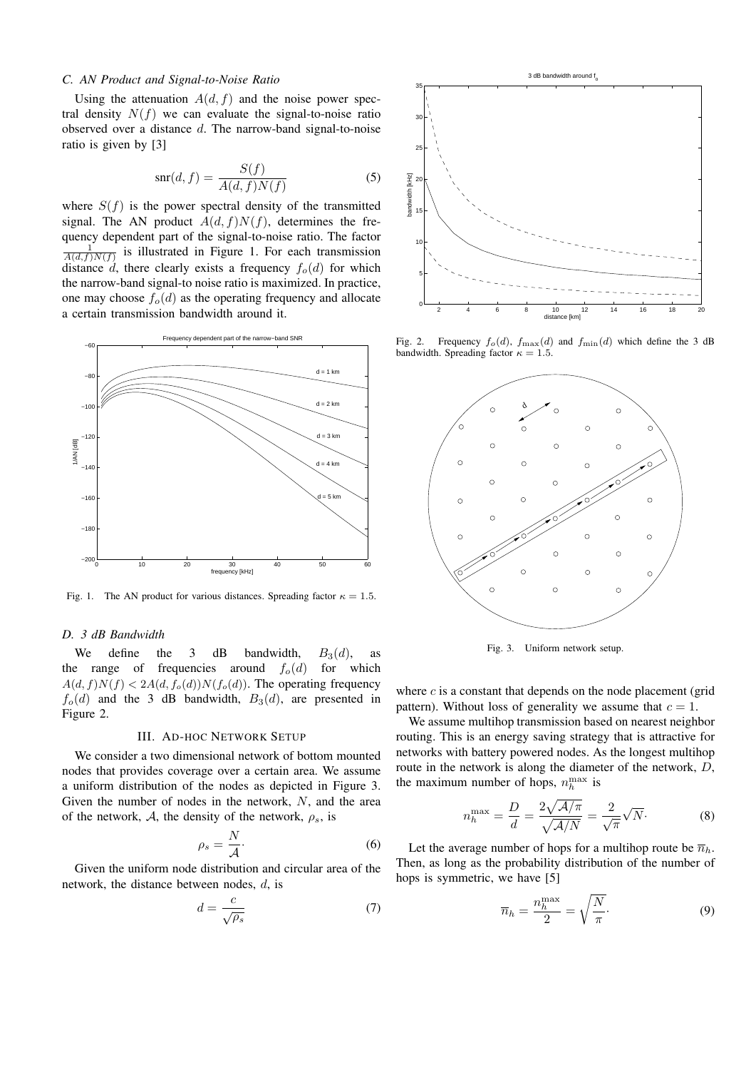### C. AN Product and Signal-to-Noise Ratio

Using the attenuation $A(d, f)$ and the noise power spectral density $N(f)$ we can evaluate the signal-to-noise ratio observed over a distance $d$. The narrow-band signal-to-noise ratio is given by [3]

$$\mathrm{snr}(d, f) = \frac{S(f)}{A(d, f)N(f)} \tag{5}$$

where $S(f)$ is the power spectral density of the transmitted signal. The AN product $A(d, f)N(f)$, determines the frequency dependent part of the signal-to-noise ratio. The factor $\frac{1}{A(d,f)N(f)}$ is illustrated in Figure 1. For each transmission distance $d$, there clearly exists a frequency $f_o(d)$ for which the narrow-band signal-to noise ratio is maximized. In practice, one may choose $f_o(d)$ as the operating frequency and allocate a certain transmission bandwidth around it.

Fig. 1. The AN product for various distances. Spreading factor $\kappa = 1.5$.

### D. 3 dB Bandwidth

We define the 3 dB bandwidth, $B_3(d)$, as the range of frequencies around $f_o(d)$ for which $A(d, f)N(f) < 2A(d, f_o(d))N(f_o(d))$. The operating frequency $f_o(d)$ and the 3 dB bandwidth, $B_3(d)$, are presented in Figure 2.

## III. Ad-hoc Network Setup

We consider a two dimensional network of bottom mounted nodes that provides coverage over a certain area. We assume a uniform distribution of the nodes as depicted in Figure 3. Given the number of nodes in the network, $N$, and the area of the network, $\mathcal{A}$, the density of the network, $\rho_s$, is

$$\rho_s = \frac{N}{\mathcal{A}}. \tag{6}$$

Given the uniform node distribution and circular area of the network, the distance between nodes, $d$, is

$$d = \frac{c}{\sqrt{\rho_s}} \tag{7}$$

Fig. 2. Frequency $f_o(d)$, $f_{\max}(d)$ and $f_{\min}(d)$ which define the 3 dB bandwidth. Spreading factor $\kappa = 1.5$.

Fig. 3. Uniform network setup.

where $c$ is a constant that depends on the node placement (grid pattern). Without loss of generality we assume that $c = 1$.

We assume multihop transmission based on nearest neighbor routing. This is an energy saving strategy that is attractive for networks with battery powered nodes. As the longest multihop route in the network is along the diameter of the network, $D$, the maximum number of hops, $n_h^{\max}$ is

$$n_h^{\max} = \frac{D}{d} = \frac{2\sqrt{\mathcal{A}/\pi}}{\sqrt{\mathcal{A}/N}} = \frac{2}{\sqrt{\pi}}\sqrt{N}. \tag{8}$$

Let the average number of hops for a multihop route be $\overline{n}_h$. Then, as long as the probability distribution of the number of hops is symmetric, we have [5]

$$\overline{n}_h = \frac{n_h^{\max}}{2} = \sqrt{\frac{N}{\pi}}. \tag{9}$$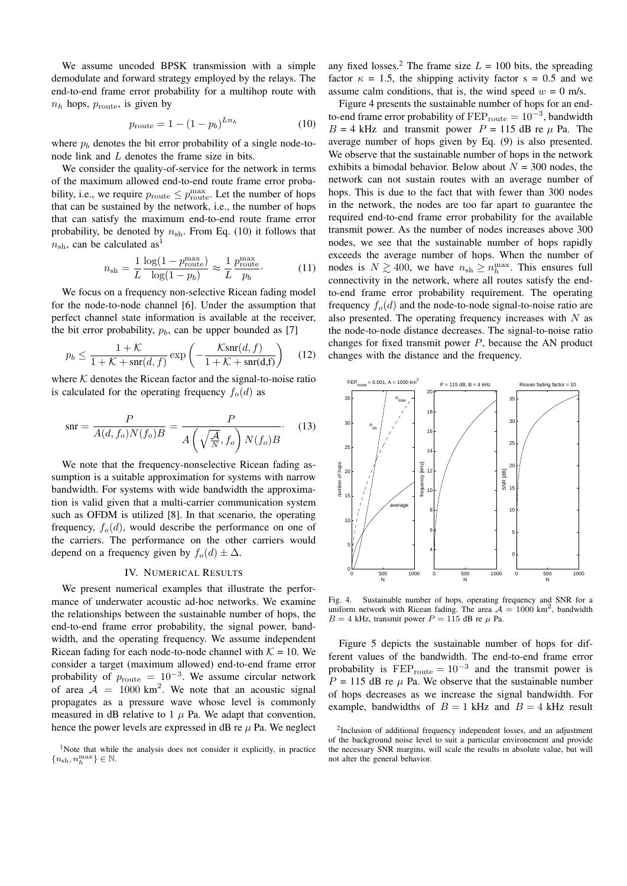We assume uncoded BPSK transmission with a simple demodulate and forward strategy employed by the relays. The end-to-end frame error probability for a multihop route with $n_h$ hops, $p_{\text{route}}$, is given by

$$p_{\text{route}} = 1 - (1 - p_b)^{Ln_h} \tag{10}$$

where $p_b$ denotes the bit error probability of a single node-to-node link and $L$ denotes the frame size in bits.

We consider the quality-of-service for the network in terms of the maximum allowed end-to-end route frame error probability, i.e., we require $p_{\text{route}} \le p_{\text{route}}^{\max}$. Let the number of hops that can be sustained by the network, i.e., the number of hops that can satisfy the maximum end-to-end route frame error probability, be denoted by $n_{\text{sh}}$. From Eq. (10) it follows that $n_{\text{sh}}$, can be calculated as[1]

$$n_{\text{sh}} = \frac{1}{L}\frac{\log(1 - p_{\text{route}}^{\max})}{\log(1 - p_b)} \approx \frac{1}{L}\frac{p_{\text{route}}^{\max}}{p_b}. \tag{11}$$

We focus on a frequency non-selective Ricean fading model for the node-to-node channel [6]. Under the assumption that perfect channel state information is available at the receiver, the bit error probability, $p_b$, can be upper bounded as [7]

$$p_b \le \frac{1 + \mathcal{K}}{1 + \mathcal{K} + \text{snr}(d, f)} \exp\left(-\frac{\mathcal{K}\text{snr}(d, f)}{1 + \mathcal{K} + \text{snr(d,f)}}\right) \tag{12}$$

where $\mathcal{K}$ denotes the Ricean factor and the signal-to-noise ratio is calculated for the operating frequency $f_o(d)$ as

$$\text{snr} = \frac{P}{A(d, f_o)N(f_o)B} = \frac{P}{A\left(\sqrt{\frac{\mathcal{A}}{N}}, f_o\right)N(f_o)B}. \tag{13}$$

We note that the frequency-nonselective Ricean fading assumption is a suitable approximation for systems with narrow bandwidth. For systems with wide bandwidth the approximation is valid given that a multi-carrier communication system such as OFDM is utilized [8]. In that scenario, the operating frequency, $f_o(d)$, would describe the performance on one of the carriers. The performance on the other carriers would depend on a frequency given by $f_o(d) \pm \Delta$.

## IV. Numerical Results

We present numerical examples that illustrate the performance of underwater acoustic ad-hoc networks. We examine the relationships between the sustainable number of hops, the end-to-end frame error probability, the signal power, bandwidth, and the operating frequency. We assume independent Ricean fading for each node-to-node channel with $\mathcal{K}$ = 10. We consider a target (maximum allowed) end-to-end frame error probability of $p_{\text{route}} = 10^{-3}$. We assume circular network of area $\mathcal{A} = 1000$ km$^2$. We note that an acoustic signal propagates as a pressure wave whose level is commonly measured in dB relative to 1 $\mu$ Pa. We adapt that convention, hence the power levels are expressed in dB re $\mu$ Pa. We neglect any fixed losses.[2] The frame size $L$ = 100 bits, the spreading factor $\kappa$ = 1.5, the shipping activity factor s = 0.5 and we assume calm conditions, that is, the wind speed $w$ = 0 m/s.

Figure 4 presents the sustainable number of hops for an end-to-end frame error probability of $\text{FEP}_{\text{route}} = 10^{-3}$, bandwidth $B$ = 4 kHz and transmit power $P$ = 115 dB re $\mu$ Pa. The average number of hops given by Eq. (9) is also presented. We observe that the sustainable number of hops in the network exhibits a bimodal behavior. Below about $N$ = 300 nodes, the network can not sustain routes with an average number of hops. This is due to the fact that with fewer than 300 nodes in the network, the nodes are too far apart to guarantee the required end-to-end frame error probability for the available transmit power. As the number of nodes increases above 300 nodes, we see that the sustainable number of hops rapidly exceeds the average number of hops. When the number of nodes is $N \gtrsim 400$, we have $n_{\text{sh}} \ge n_h^{\max}$. This ensures full connectivity in the network, where all routes satisfy the end-to-end frame error probability requirement. The operating frequency $f_o(d)$ and the node-to-node signal-to-noise ratio are also presented. The operating frequency increases with $N$ as the node-to-node distance decreases. The signal-to-noise ratio changes for fixed transmit power $P$, because the AN product changes with the distance and the frequency.

Fig. 4. Sustainable number of hops, operating frequency and SNR for a uniform network with Ricean fading. The area $\mathcal{A} = 1000$ km$^2$, bandwidth $B = 4$ kHz, transmit power $P = 115$ dB re $\mu$ Pa.

Figure 5 depicts the sustainable number of hops for different values of the bandwidth. The end-to-end frame error probability is $\text{FEP}_{\text{route}} = 10^{-3}$ and the transmit power is $P$ = 115 dB re $\mu$ Pa. We observe that the sustainable number of hops decreases as we increase the signal bandwidth. For example, bandwidths of $B = 1$ kHz and $B = 4$ kHz result

[1] Note that while the analysis does not consider it explicitly, in practice $\{n_{\text{sh}}, n_h^{\max}\} \in \mathbb{N}$.

[2] Inclusion of additional frequency independent losses, and an adjustment of the background noise level to suit a particular environenement and provide the necessary SNR margins, will scale the results in absolute value, but will not alter the general behavior.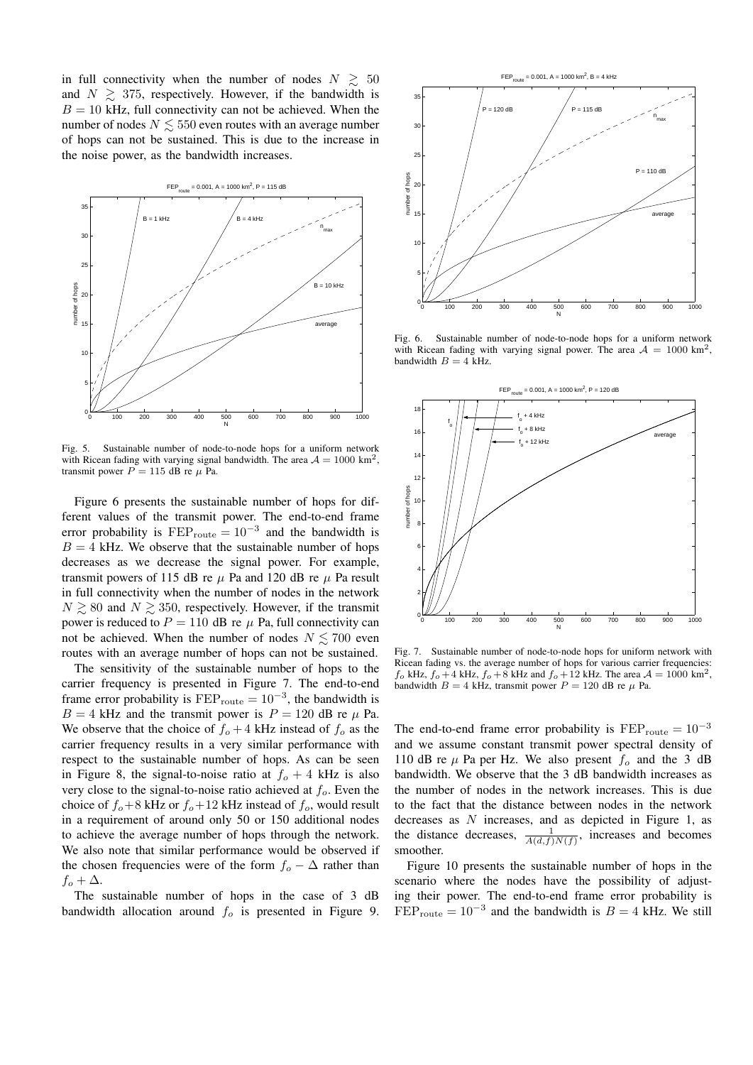in full connectivity when the number of nodes $N \gtrsim 50$ and $N \gtrsim 375$, respectively. However, if the bandwidth is $B = 10$ kHz, full connectivity can not be achieved. When the number of nodes $N \lesssim 550$ even routes with an average number of hops can not be sustained. This is due to the increase in the noise power, as the bandwidth increases.

Fig. 5. Sustainable number of node-to-node hops for a uniform network with Ricean fading with varying signal bandwidth. The area $\mathcal{A} = 1000$ km$^2$, transmit power $P = 115$ dB re $\mu$ Pa.

Figure 6 presents the sustainable number of hops for different values of the transmit power. The end-to-end frame error probability is $\text{FEP}_{\text{route}} = 10^{-3}$ and the bandwidth is $B = 4$ kHz. We observe that the sustainable number of hops decreases as we decrease the signal power. For example, transmit powers of 115 dB re $\mu$ Pa and 120 dB re $\mu$ Pa result in full connectivity when the number of nodes in the network $N \gtrsim 80$ and $N \gtrsim 350$, respectively. However, if the transmit power is reduced to $P = 110$ dB re $\mu$ Pa, full connectivity can not be achieved. When the number of nodes $N \lesssim 700$ even routes with an average number of hops can not be sustained.

The sensitivity of the sustainable number of hops to the carrier frequency is presented in Figure 7. The end-to-end frame error probability is $\text{FEP}_{\text{route}} = 10^{-3}$, the bandwidth is $B = 4$ kHz and the transmit power is $P = 120$ dB re $\mu$ Pa. We observe that the choice of $f_o + 4$ kHz instead of $f_o$ as the carrier frequency results in a very similar performance with respect to the sustainable number of hops. As can be seen in Figure 8, the signal-to-noise ratio at $f_o + 4$ kHz is also very close to the signal-to-noise ratio achieved at $f_o$. Even the choice of $f_o + 8$ kHz or $f_o + 12$ kHz instead of $f_o$, would result in a requirement of around only 50 or 150 additional nodes to achieve the average number of hops through the network. We also note that similar performance would be observed if the chosen frequencies were of the form $f_o - \Delta$ rather than $f_o + \Delta$.

The sustainable number of hops in the case of 3 dB bandwidth allocation around $f_o$ is presented in Figure 9.

Fig. 6. Sustainable number of node-to-node hops for a uniform network with Ricean fading with varying signal power. The area $\mathcal{A} = 1000$ km$^2$, bandwidth $B = 4$ kHz.

Fig. 7. Sustainable number of node-to-node hops for uniform network with Ricean fading vs. the average number of hops for various carrier frequencies: $f_o$ kHz, $f_o + 4$ kHz, $f_o + 8$ kHz and $f_o + 12$ kHz. The area $\mathcal{A} = 1000$ km$^2$, bandwidth $B = 4$ kHz, transmit power $P = 120$ dB re $\mu$ Pa.

The end-to-end frame error probability is $\text{FEP}_{\text{route}} = 10^{-3}$ and we assume constant transmit power spectral density of 110 dB re $\mu$ Pa per Hz. We also present $f_o$ and the 3 dB bandwidth. We observe that the 3 dB bandwidth increases as the number of nodes in the network increases. This is due to the fact that the distance between nodes in the network decreases as $N$ increases, and as depicted in Figure 1, as the distance decreases, $\frac{1}{A(d,f)N(f)}$, increases and becomes smoother.

Figure 10 presents the sustainable number of hops in the scenario where the nodes have the possibility of adjusting their power. The end-to-end frame error probability is $\text{FEP}_{\text{route}} = 10^{-3}$ and the bandwidth is $B = 4$ kHz. We still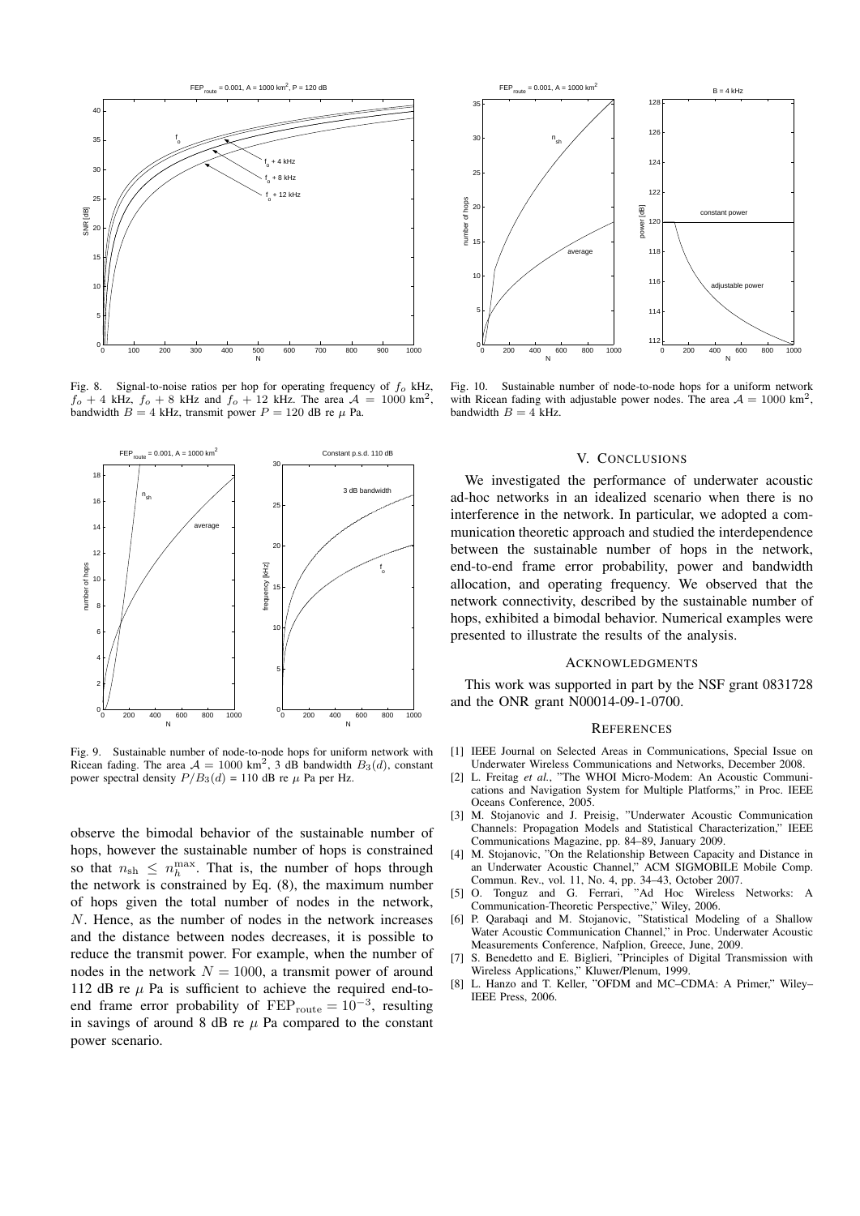FEP$_{\text{route}}$ = 0.001, A = 1000 km$^2$, P = 120 dB

SNR [dB]

N

$f_o$

$f_o$ + 4 kHz

$f_o$ + 8 kHz

$f_o$ + 12 kHz

Fig. 8. Signal-to-noise ratios per hop for operating frequency of $f_o$ kHz, $f_o + 4$ kHz, $f_o + 8$ kHz and $f_o + 12$ kHz. The area $\mathcal{A} = 1000$ km$^2$, bandwidth $B = 4$ kHz, transmit power $P = 120$ dB re $\mu$ Pa.

FEP$_{\text{route}}$ = 0.001, A = 1000 km$^2$

number of hops

$n_{sh}$

average

N

Constant p.s.d. 110 dB

frequency [kHz]

3 dB bandwidth

$f_o$

N

Fig. 9. Sustainable number of node-to-node hops for uniform network with Ricean fading. The area $\mathcal{A} = 1000$ km$^2$, 3 dB bandwidth $B_3(d)$, constant power spectral density $P/B_3(d)$ = 110 dB re $\mu$ Pa per Hz.

observe the bimodal behavior of the sustainable number of hops, however the sustainable number of hops is constrained so that $n_{\text{sh}} \leq n_h^{\max}$. That is, the number of hops through the network is constrained by Eq. (8), the maximum number of hops given the total number of nodes in the network, $N$. Hence, as the number of nodes in the network increases and the distance between nodes decreases, it is possible to reduce the transmit power. For example, when the number of nodes in the network $N = 1000$, a transmit power of around 112 dB re $\mu$ Pa is sufficient to achieve the required end-to-end frame error probability of $\text{FEP}_{\text{route}} = 10^{-3}$, resulting in savings of around 8 dB re $\mu$ Pa compared to the constant power scenario.

FEP$_{\text{route}}$ = 0.001, A = 1000 km$^2$

number of hops

$n_{sh}$

average

N

B = 4 kHz

power [dB]

constant power

adjustable power

N

Fig. 10. Sustainable number of node-to-node hops for a uniform network with Ricean fading with adjustable power nodes. The area $\mathcal{A} = 1000$ km$^2$, bandwidth $B = 4$ kHz.

## V. Conclusions

We investigated the performance of underwater acoustic ad-hoc networks in an idealized scenario when there is no interference in the network. In particular, we adopted a communication theoretic approach and studied the interdependence between the sustainable number of hops in the network, end-to-end frame error probability, power and bandwidth allocation, and operating frequency. We observed that the network connectivity, described by the sustainable number of hops, exhibited a bimodal behavior. Numerical examples were presented to illustrate the results of the analysis.

## Acknowledgments

This work was supported in part by the NSF grant 0831728 and the ONR grant N00014-09-1-0700.

## References

[1] IEEE Journal on Selected Areas in Communications, Special Issue on Underwater Wireless Communications and Networks, December 2008.

[2] L. Freitag *et al.*, "The WHOI Micro-Modem: An Acoustic Communications and Navigation System for Multiple Platforms," in Proc. IEEE Oceans Conference, 2005.

[3] M. Stojanovic and J. Preisig, "Underwater Acoustic Communication Channels: Propagation Models and Statistical Characterization," IEEE Communications Magazine, pp. 84–89, January 2009.

[4] M. Stojanovic, "On the Relationship Between Capacity and Distance in an Underwater Acoustic Channel," ACM SIGMOBILE Mobile Comp. Commun. Rev., vol. 11, No. 4, pp. 34–43, October 2007.

[5] O. Tonguz and G. Ferrari, "Ad Hoc Wireless Networks: A Communication-Theoretic Perspective," Wiley, 2006.

[6] P. Qarabaqi and M. Stojanovic, "Statistical Modeling of a Shallow Water Acoustic Communication Channel," in Proc. Underwater Acoustic Measurements Conference, Nafplion, Greece, June, 2009.

[7] S. Benedetto and E. Biglieri, "Principles of Digital Transmission with Wireless Applications," Kluwer/Plenum, 1999.

[8] L. Hanzo and T. Keller, "OFDM and MC–CDMA: A Primer," Wiley–IEEE Press, 2006.